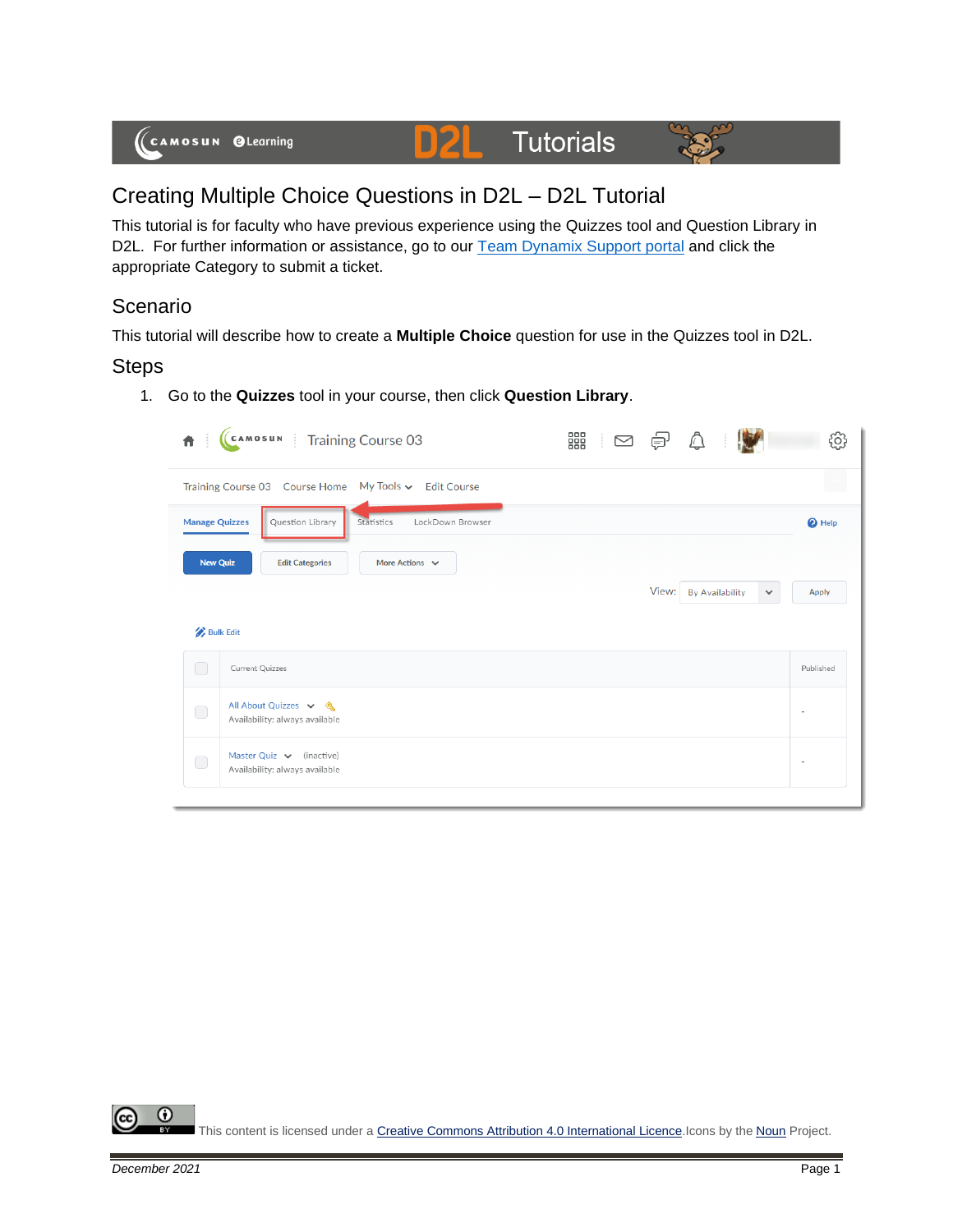# Creating Multiple Choice Questions in D2L – D2L Tutorial

This tutorial is for faculty who have previous experience using the Quizzes tool and Question Library in D2L. For further information or assistance, go to our Team Dynamix Support portal and click the appropriate Category to submit a ticket.

## Scenario

This tutorial will describe how to create a **Multiple Choice** question for use in the Quizzes tool in D2L.

## Steps

1. Go to the **Quizzes** tool in your course, then click **Question Library**.

This content is licensed under a Creative Commons Attribution 4.0 International Licence. Icons by the Noun Project.

December 2021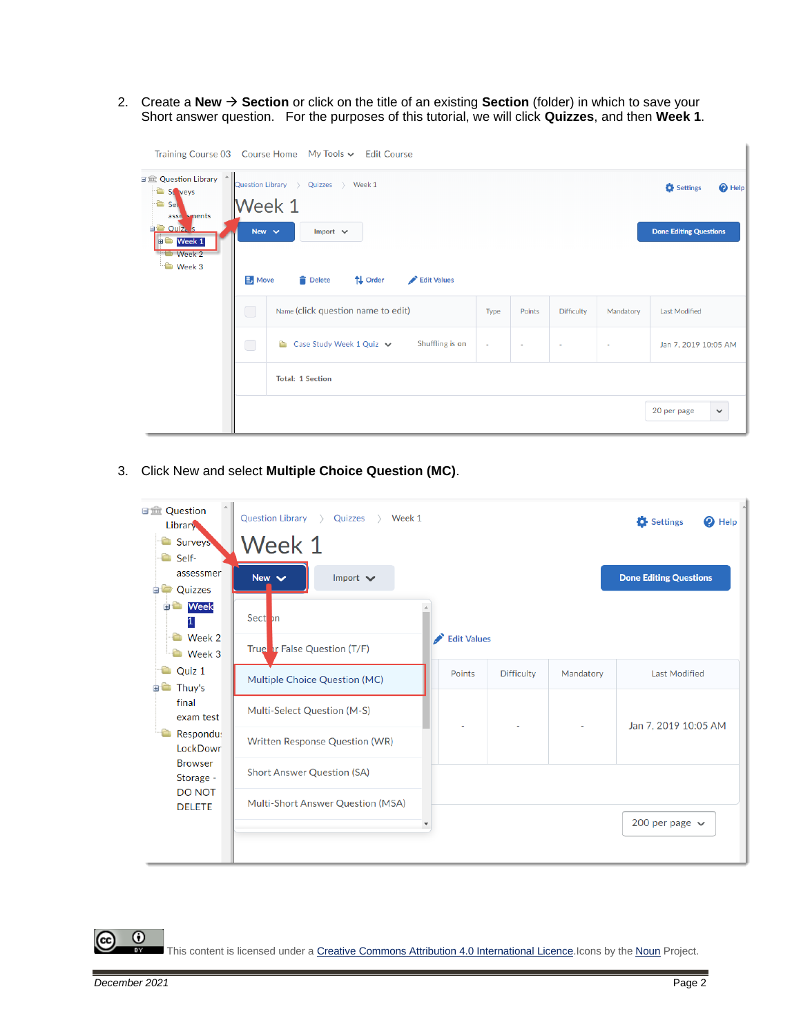2. Create a **New → Section** or click on the title of an existing **Section** (folder) in which to save your Short answer question. For the purposes of this tutorial, we will click **Quizzes**, and then **Week 1**.

3. Click New and select **Multiple Choice Question (MC)**.

This content is licensed under a Creative Commons Attribution 4.0 International Licence. Icons by the Noun Project.

December 2021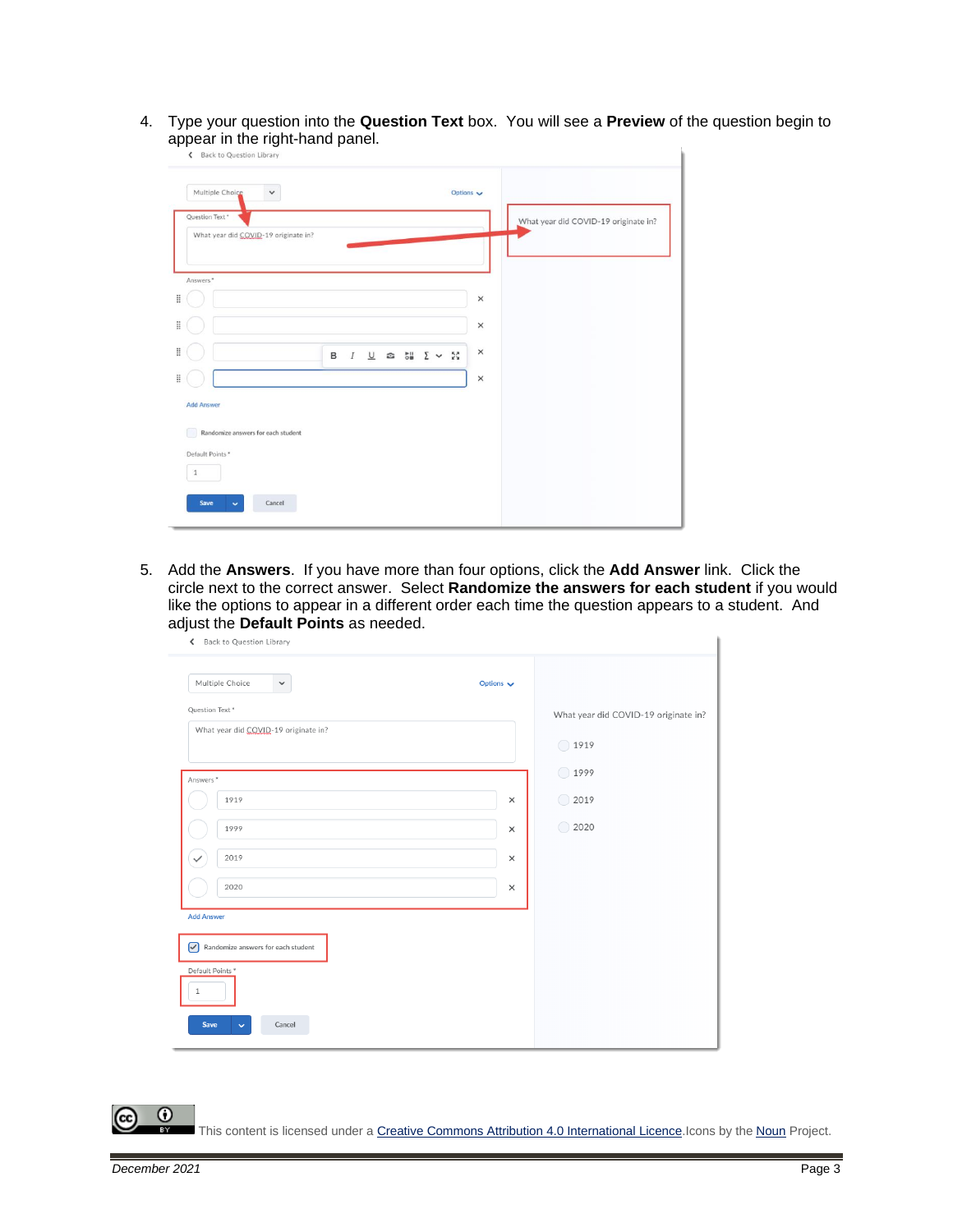4. Type your question into the **Question Text** box. You will see a **Preview** of the question begin to appear in the right-hand panel.

5. Add the **Answers**. If you have more than four options, click the **Add Answer** link. Click the circle next to the correct answer. Select **Randomize the answers for each student** if you would like the options to appear in a different order each time the question appears to a student. And adjust the **Default Points** as needed.

This content is licensed under a Creative Commons Attribution 4.0 International Licence. Icons by the Noun Project.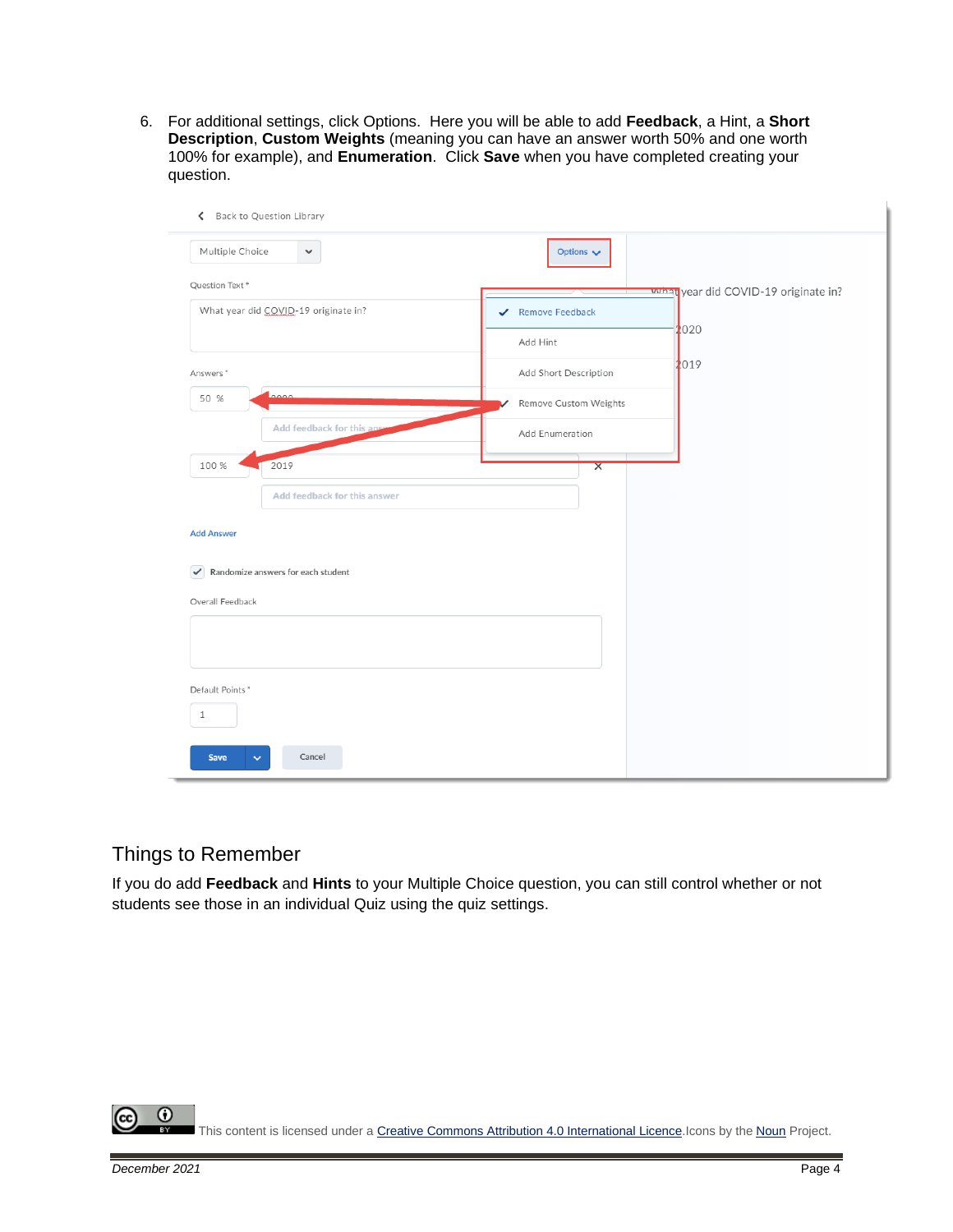6. For additional settings, click Options. Here you will be able to add **Feedback**, a Hint, a **Short Description**, **Custom Weights** (meaning you can have an answer worth 50% and one worth 100% for example), and **Enumeration**. Click **Save** when you have completed creating your question.

## Things to Remember

If you do add **Feedback** and **Hints** to your Multiple Choice question, you can still control whether or not students see those in an individual Quiz using the quiz settings.

This content is licensed under a Creative Commons Attribution 4.0 International Licence. Icons by the Noun Project.